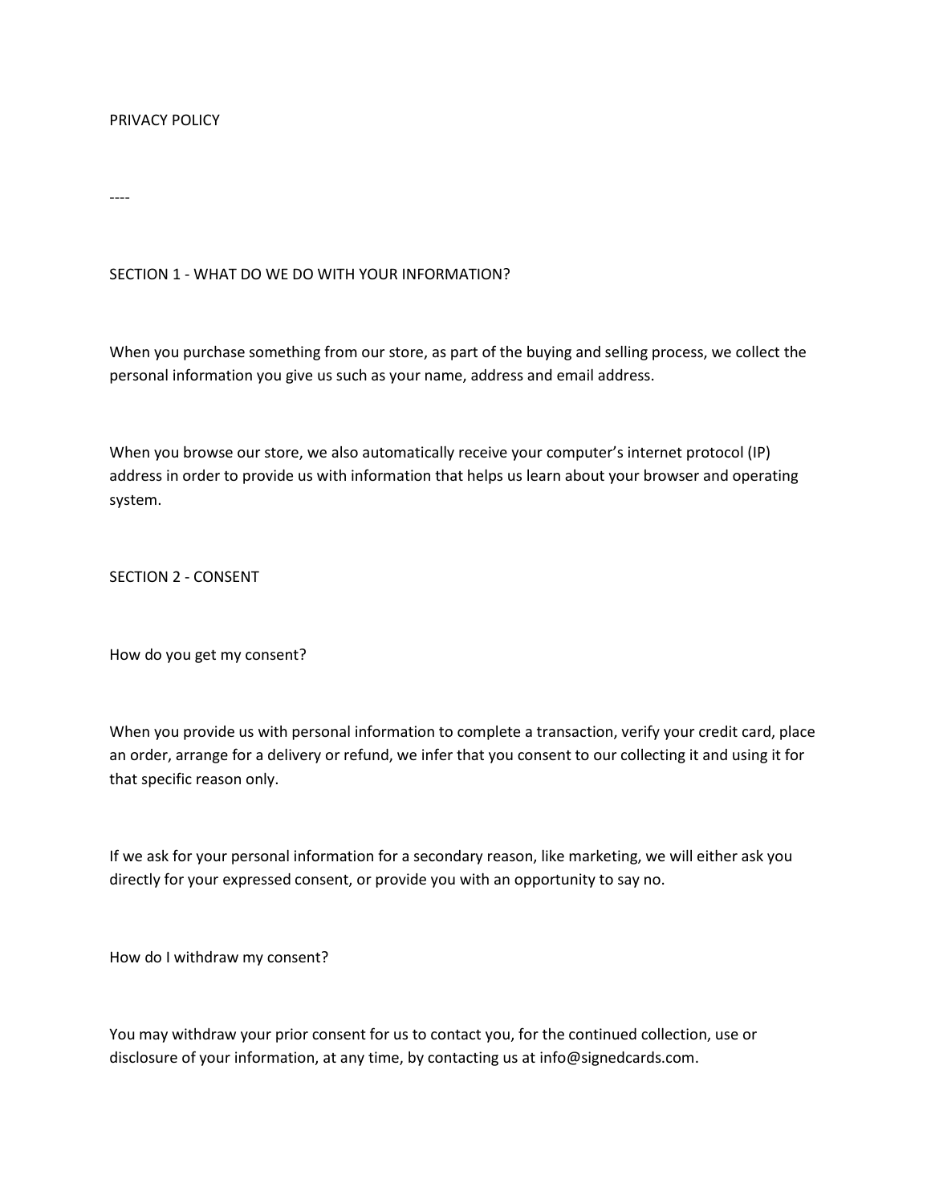# PRIVACY POLICY

----

## SECTION 1 - WHAT DO WE DO WITH YOUR INFORMATION?

When you purchase something from our store, as part of the buying and selling process, we collect the personal information you give us such as your name, address and email address.

When you browse our store, we also automatically receive your computer's internet protocol (IP) address in order to provide us with information that helps us learn about your browser and operating system.

## SECTION 2 - CONSENT

How do you get my consent?

When you provide us with personal information to complete a transaction, verify your credit card, place an order, arrange for a delivery or refund, we infer that you consent to our collecting it and using it for that specific reason only.

If we ask for your personal information for a secondary reason, like marketing, we will either ask you directly for your expressed consent, or provide you with an opportunity to say no.

How do I withdraw my consent?

You may withdraw your prior consent for us to contact you, for the continued collection, use or disclosure of your information, at any time, by contacting us at info@signedcards.com.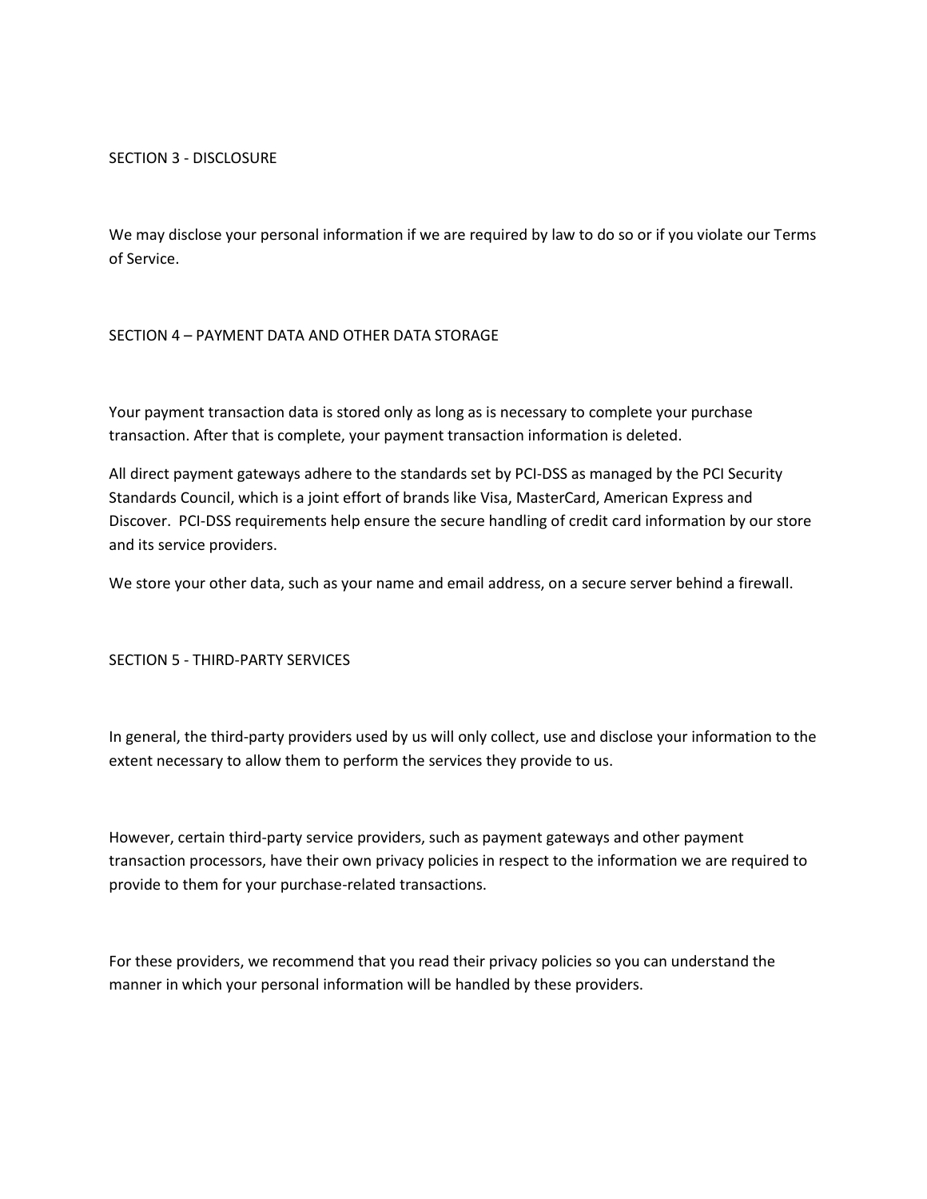## SECTION 3 - DISCLOSURE

We may disclose your personal information if we are required by law to do so or if you violate our Terms of Service.

## SECTION 4 – PAYMENT DATA AND OTHER DATA STORAGE

Your payment transaction data is stored only as long as is necessary to complete your purchase transaction. After that is complete, your payment transaction information is deleted.

All direct payment gateways adhere to the standards set by PCI-DSS as managed by the PCI Security Standards Council, which is a joint effort of brands like Visa, MasterCard, American Express and Discover. PCI-DSS requirements help ensure the secure handling of credit card information by our store and its service providers.

We store your other data, such as your name and email address, on a secure server behind a firewall.

## SECTION 5 - THIRD-PARTY SERVICES

In general, the third-party providers used by us will only collect, use and disclose your information to the extent necessary to allow them to perform the services they provide to us.

However, certain third-party service providers, such as payment gateways and other payment transaction processors, have their own privacy policies in respect to the information we are required to provide to them for your purchase-related transactions.

For these providers, we recommend that you read their privacy policies so you can understand the manner in which your personal information will be handled by these providers.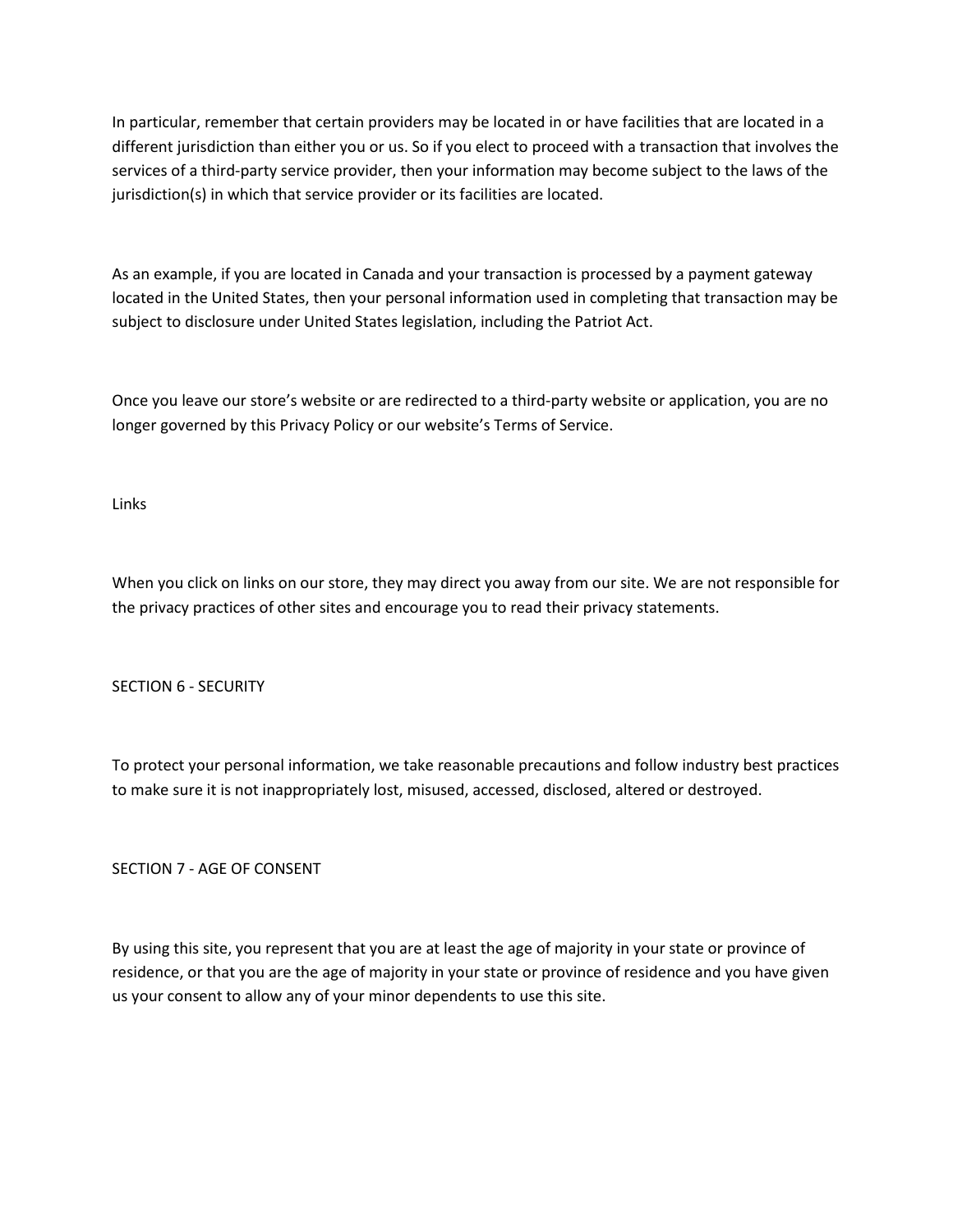In particular, remember that certain providers may be located in or have facilities that are located in a different jurisdiction than either you or us. So if you elect to proceed with a transaction that involves the services of a third-party service provider, then your information may become subject to the laws of the jurisdiction(s) in which that service provider or its facilities are located.

As an example, if you are located in Canada and your transaction is processed by a payment gateway located in the United States, then your personal information used in completing that transaction may be subject to disclosure under United States legislation, including the Patriot Act.

Once you leave our store's website or are redirected to a third-party website or application, you are no longer governed by this Privacy Policy or our website's Terms of Service.

### Links

When you click on links on our store, they may direct you away from our site. We are not responsible for the privacy practices of other sites and encourage you to read their privacy statements.

## SECTION 6 - SECURITY

To protect your personal information, we take reasonable precautions and follow industry best practices to make sure it is not inappropriately lost, misused, accessed, disclosed, altered or destroyed.

## SECTION 7 - AGE OF CONSENT

By using this site, you represent that you are at least the age of majority in your state or province of residence, or that you are the age of majority in your state or province of residence and you have given us your consent to allow any of your minor dependents to use this site.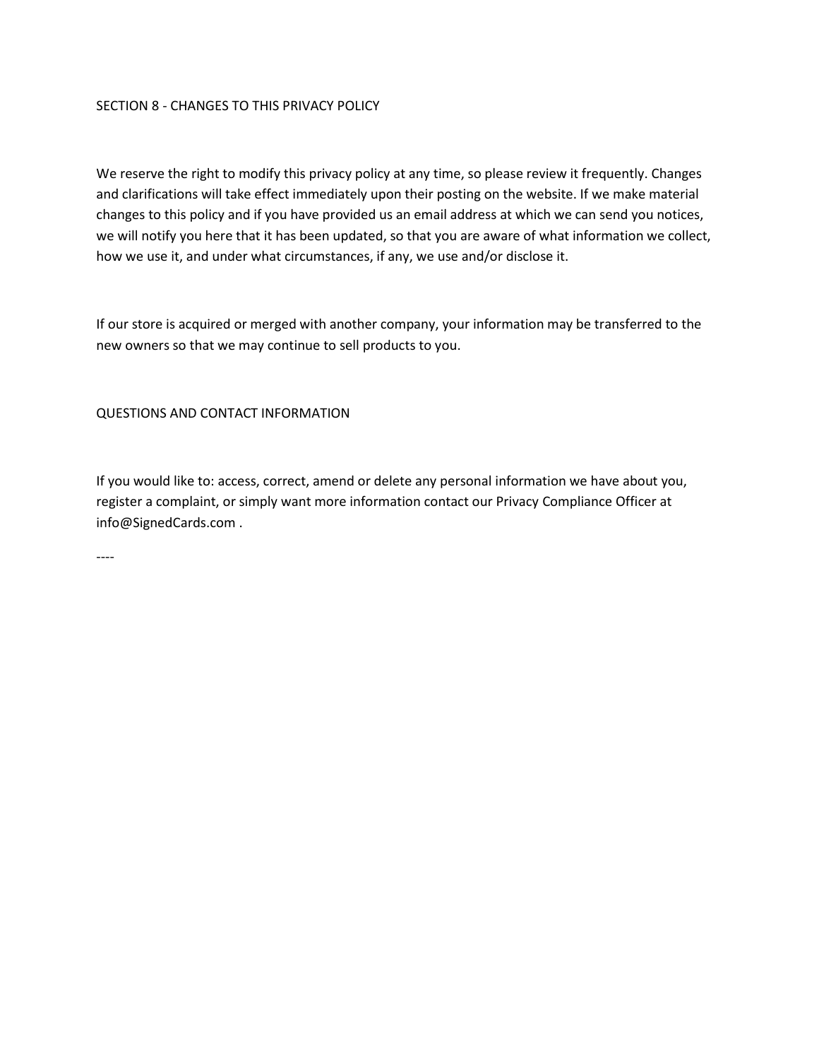## SECTION 8 - CHANGES TO THIS PRIVACY POLICY

We reserve the right to modify this privacy policy at any time, so please review it frequently. Changes and clarifications will take effect immediately upon their posting on the website. If we make material changes to this policy and if you have provided us an email address at which we can send you notices, we will notify you here that it has been updated, so that you are aware of what information we collect, how we use it, and under what circumstances, if any, we use and/or disclose it.

If our store is acquired or merged with another company, your information may be transferred to the new owners so that we may continue to sell products to you.

## QUESTIONS AND CONTACT INFORMATION

If you would like to: access, correct, amend or delete any personal information we have about you, register a complaint, or simply want more information contact our Privacy Compliance Officer at info@SignedCards.com .

----